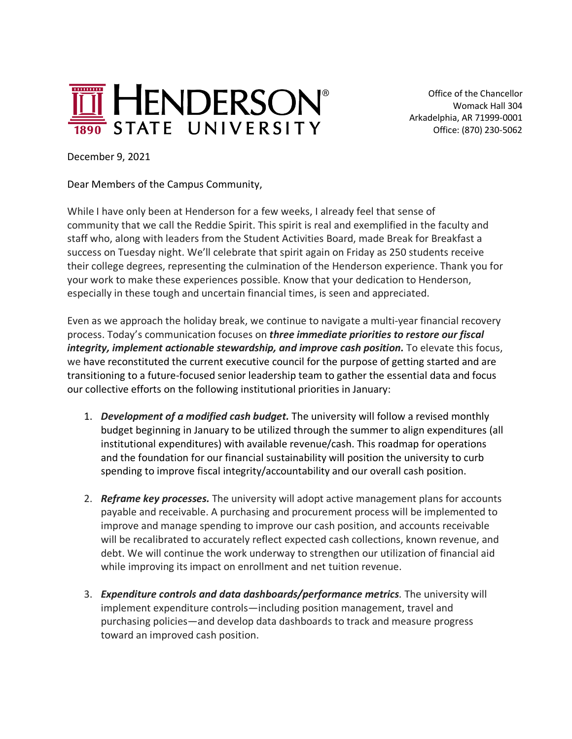HENDERSON STATE UNIVERSITY
1890

Office of the Chancellor
Womack Hall 304
Arkadelphia, AR 71999-0001
Office: (870) 230-5062

December 9, 2021

Dear Members of the Campus Community,

While I have only been at Henderson for a few weeks, I already feel that sense of community that we call the Reddie Spirit. This spirit is real and exemplified in the faculty and staff who, along with leaders from the Student Activities Board, made Break for Breakfast a success on Tuesday night. We'll celebrate that spirit again on Friday as 250 students receive their college degrees, representing the culmination of the Henderson experience. Thank you for your work to make these experiences possible. Know that your dedication to Henderson, especially in these tough and uncertain financial times, is seen and appreciated.

Even as we approach the holiday break, we continue to navigate a multi-year financial recovery process. Today's communication focuses on ***three immediate priorities to restore our fiscal integrity, implement actionable stewardship, and improve cash position.*** To elevate this focus, we have reconstituted the current executive council for the purpose of getting started and are transitioning to a future-focused senior leadership team to gather the essential data and focus our collective efforts on the following institutional priorities in January:

1. ***Development of a modified cash budget.*** The university will follow a revised monthly budget beginning in January to be utilized through the summer to align expenditures (all institutional expenditures) with available revenue/cash. This roadmap for operations and the foundation for our financial sustainability will position the university to curb spending to improve fiscal integrity/accountability and our overall cash position.

2. ***Reframe key processes.*** The university will adopt active management plans for accounts payable and receivable. A purchasing and procurement process will be implemented to improve and manage spending to improve our cash position, and accounts receivable will be recalibrated to accurately reflect expected cash collections, known revenue, and debt. We will continue the work underway to strengthen our utilization of financial aid while improving its impact on enrollment and net tuition revenue.

3. ***Expenditure controls and data dashboards/performance metrics.*** The university will implement expenditure controls—including position management, travel and purchasing policies—and develop data dashboards to track and measure progress toward an improved cash position.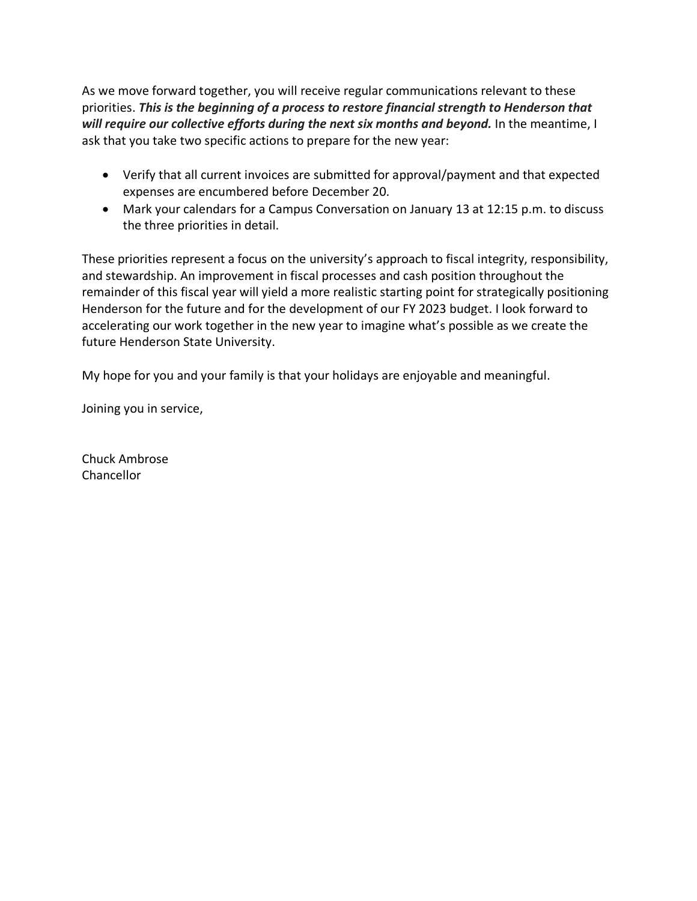As we move forward together, you will receive regular communications relevant to these priorities. ***This is the beginning of a process to restore financial strength to Henderson that will require our collective efforts during the next six months and beyond.*** In the meantime, I ask that you take two specific actions to prepare for the new year:

- Verify that all current invoices are submitted for approval/payment and that expected expenses are encumbered before December 20.
- Mark your calendars for a Campus Conversation on January 13 at 12:15 p.m. to discuss the three priorities in detail.

These priorities represent a focus on the university's approach to fiscal integrity, responsibility, and stewardship. An improvement in fiscal processes and cash position throughout the remainder of this fiscal year will yield a more realistic starting point for strategically positioning Henderson for the future and for the development of our FY 2023 budget. I look forward to accelerating our work together in the new year to imagine what's possible as we create the future Henderson State University.

My hope for you and your family is that your holidays are enjoyable and meaningful.

Joining you in service,

Chuck Ambrose
Chancellor